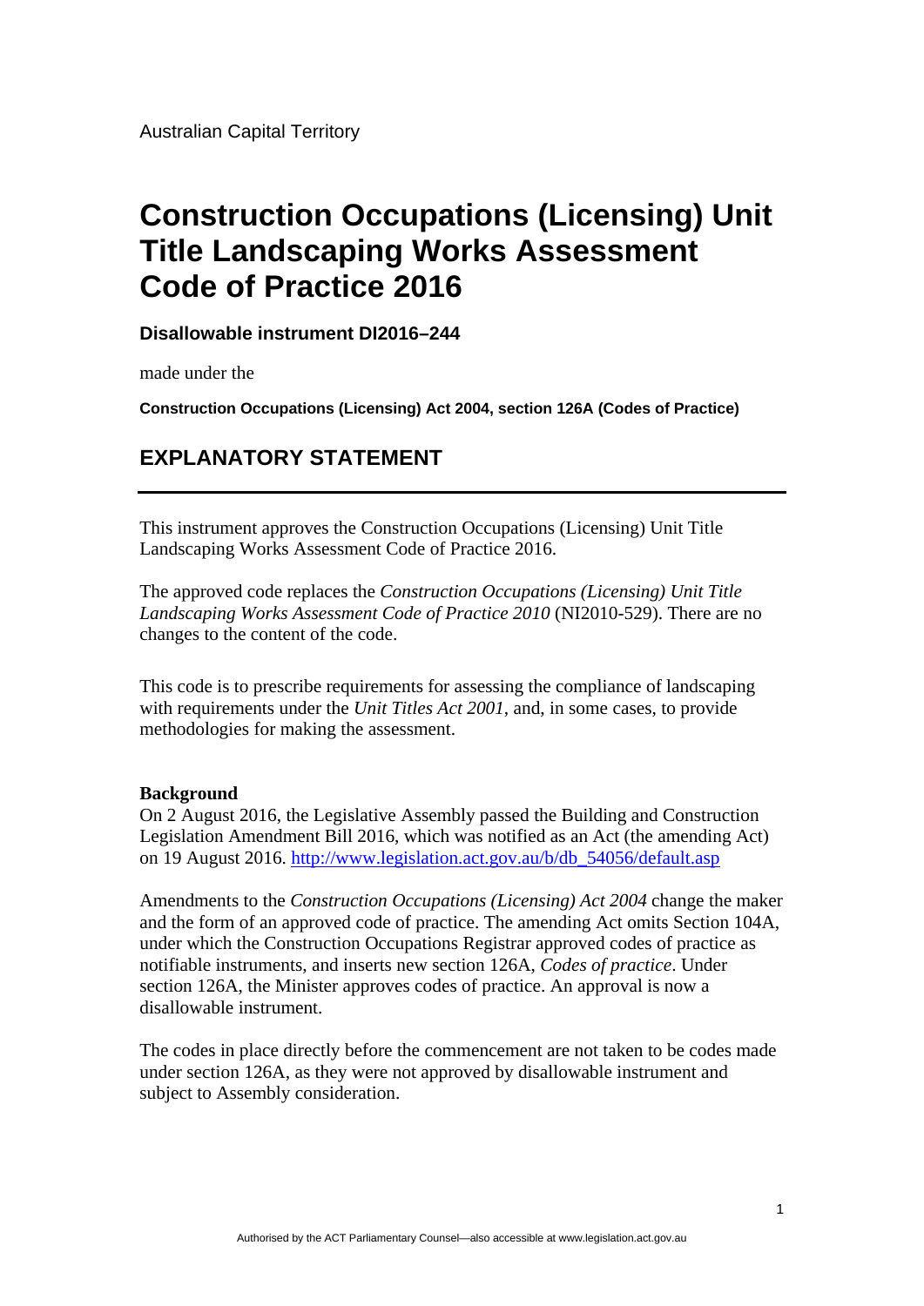Australian Capital Territory

# Construction Occupations (Licensing) Unit Title Landscaping Works Assessment Code of Practice 2016

**Disallowable instrument DI2016–244**

made under the

**Construction Occupations (Licensing) Act 2004, section 126A (Codes of Practice)**

## EXPLANATORY STATEMENT

---

This instrument approves the Construction Occupations (Licensing) Unit Title Landscaping Works Assessment Code of Practice 2016.

The approved code replaces the *Construction Occupations (Licensing) Unit Title Landscaping Works Assessment Code of Practice 2010* (NI2010-529). There are no changes to the content of the code.

This code is to prescribe requirements for assessing the compliance of landscaping with requirements under the *Unit Titles Act 2001*, and, in some cases, to provide methodologies for making the assessment.

**Background**

On 2 August 2016, the Legislative Assembly passed the Building and Construction Legislation Amendment Bill 2016, which was notified as an Act (the amending Act) on 19 August 2016. http://www.legislation.act.gov.au/b/db_54056/default.asp

Amendments to the *Construction Occupations (Licensing) Act 2004* change the maker and the form of an approved code of practice. The amending Act omits Section 104A, under which the Construction Occupations Registrar approved codes of practice as notifiable instruments, and inserts new section 126A, *Codes of practice*. Under section 126A, the Minister approves codes of practice. An approval is now a disallowable instrument.

The codes in place directly before the commencement are not taken to be codes made under section 126A, as they were not approved by disallowable instrument and subject to Assembly consideration.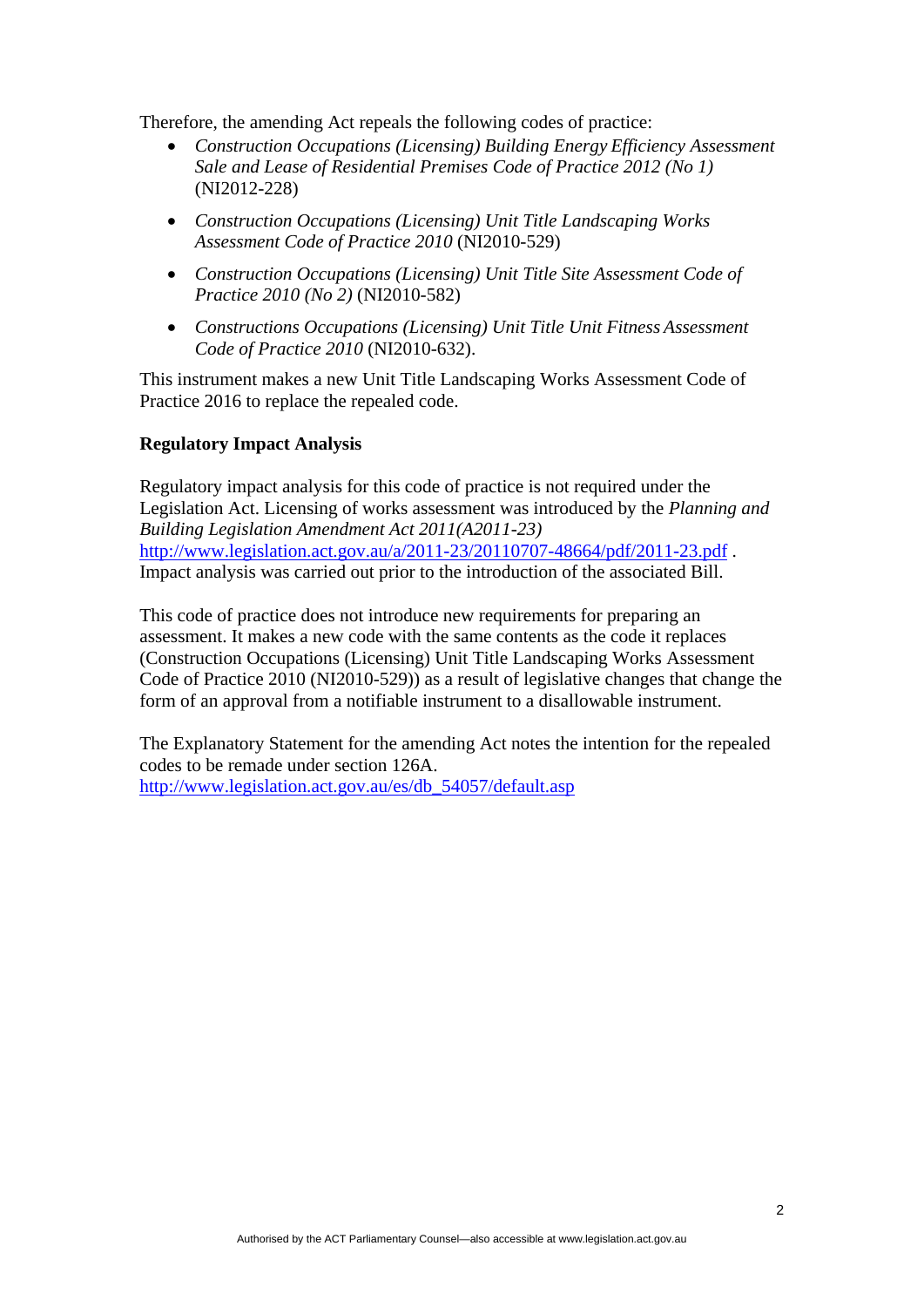Therefore, the amending Act repeals the following codes of practice:

- *Construction Occupations (Licensing) Building Energy Efficiency Assessment Sale and Lease of Residential Premises Code of Practice 2012 (No 1)* (NI2012-228)
- *Construction Occupations (Licensing) Unit Title Landscaping Works Assessment Code of Practice 2010* (NI2010-529)
- *Construction Occupations (Licensing) Unit Title Site Assessment Code of Practice 2010 (No 2)* (NI2010-582)
- *Constructions Occupations (Licensing) Unit Title Unit Fitness Assessment Code of Practice 2010* (NI2010-632).

This instrument makes a new Unit Title Landscaping Works Assessment Code of Practice 2016 to replace the repealed code.

**Regulatory Impact Analysis**

Regulatory impact analysis for this code of practice is not required under the Legislation Act. Licensing of works assessment was introduced by the *Planning and Building Legislation Amendment Act 2011(A2011-23)* http://www.legislation.act.gov.au/a/2011-23/20110707-48664/pdf/2011-23.pdf . Impact analysis was carried out prior to the introduction of the associated Bill.

This code of practice does not introduce new requirements for preparing an assessment. It makes a new code with the same contents as the code it replaces (Construction Occupations (Licensing) Unit Title Landscaping Works Assessment Code of Practice 2010 (NI2010-529)) as a result of legislative changes that change the form of an approval from a notifiable instrument to a disallowable instrument.

The Explanatory Statement for the amending Act notes the intention for the repealed codes to be remade under section 126A.
http://www.legislation.act.gov.au/es/db_54057/default.asp